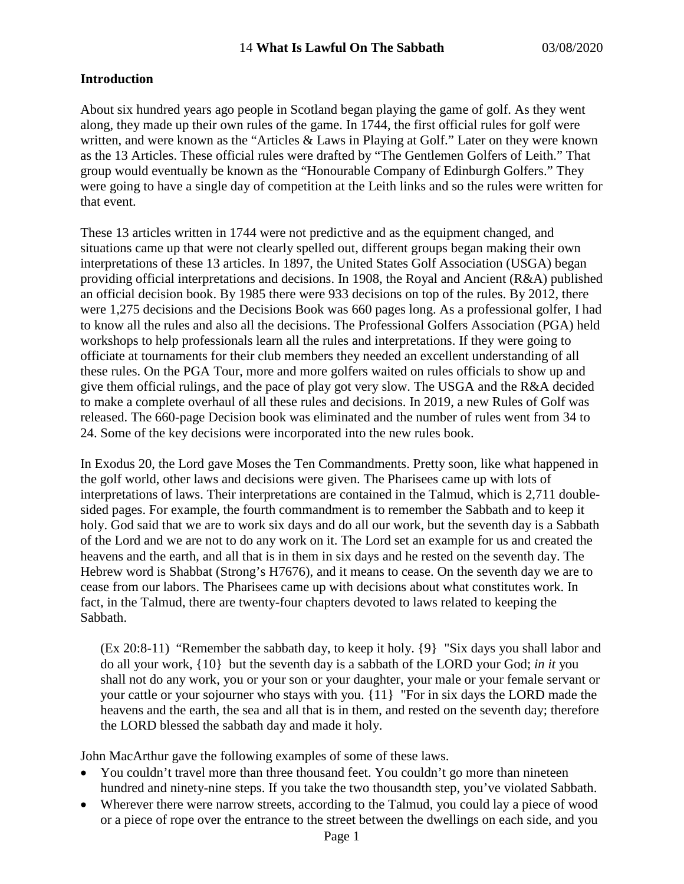## Introduction

About six hundred years ago people in Scotland began playing the game of golf. As they went along, they made up their own rules of the game. In 1744, the first official rules for golf were written, and were known as the "Articles & Laws in Playing at Golf." Later on they were known as the 13 Articles. These official rules were drafted by "The Gentlemen Golfers of Leith." That group would eventually be known as the "Honourable Company of Edinburgh Golfers." They were going to have a single day of competition at the Leith links and so the rules were written for that event.

These 13 articles written in 1744 were not predictive and as the equipment changed, and situations came up that were not clearly spelled out, different groups began making their own interpretations of these 13 articles. In 1897, the United States Golf Association (USGA) began providing official interpretations and decisions. In 1908, the Royal and Ancient (R&A) published an official decision book. By 1985 there were 933 decisions on top of the rules. By 2012, there were 1,275 decisions and the Decisions Book was 660 pages long. As a professional golfer, I had to know all the rules and also all the decisions. The Professional Golfers Association (PGA) held workshops to help professionals learn all the rules and interpretations. If they were going to officiate at tournaments for their club members they needed an excellent understanding of all these rules. On the PGA Tour, more and more golfers waited on rules officials to show up and give them official rulings, and the pace of play got very slow. The USGA and the R&A decided to make a complete overhaul of all these rules and decisions. In 2019, a new Rules of Golf was released. The 660-page Decision book was eliminated and the number of rules went from 34 to 24. Some of the key decisions were incorporated into the new rules book.

In Exodus 20, the Lord gave Moses the Ten Commandments. Pretty soon, like what happened in the golf world, other laws and decisions were given. The Pharisees came up with lots of interpretations of laws. Their interpretations are contained in the Talmud, which is 2,711 double-sided pages. For example, the fourth commandment is to remember the Sabbath and to keep it holy. God said that we are to work six days and do all our work, but the seventh day is a Sabbath of the Lord and we are not to do any work on it. The Lord set an example for us and created the heavens and the earth, and all that is in them in six days and he rested on the seventh day. The Hebrew word is Shabbat (Strong's H7676), and it means to cease. On the seventh day we are to cease from our labors. The Pharisees came up with decisions about what constitutes work. In fact, in the Talmud, there are twenty-four chapters devoted to laws related to keeping the Sabbath.

> (Ex 20:8-11) "Remember the sabbath day, to keep it holy. {9} "Six days you shall labor and do all your work, {10} but the seventh day is a sabbath of the LORD your God; *in it* you shall not do any work, you or your son or your daughter, your male or your female servant or your cattle or your sojourner who stays with you. {11} "For in six days the LORD made the heavens and the earth, the sea and all that is in them, and rested on the seventh day; therefore the LORD blessed the sabbath day and made it holy.

John MacArthur gave the following examples of some of these laws.

- You couldn't travel more than three thousand feet. You couldn't go more than nineteen hundred and ninety-nine steps. If you take the two thousandth step, you've violated Sabbath.
- Wherever there were narrow streets, according to the Talmud, you could lay a piece of wood or a piece of rope over the entrance to the street between the dwellings on each side, and you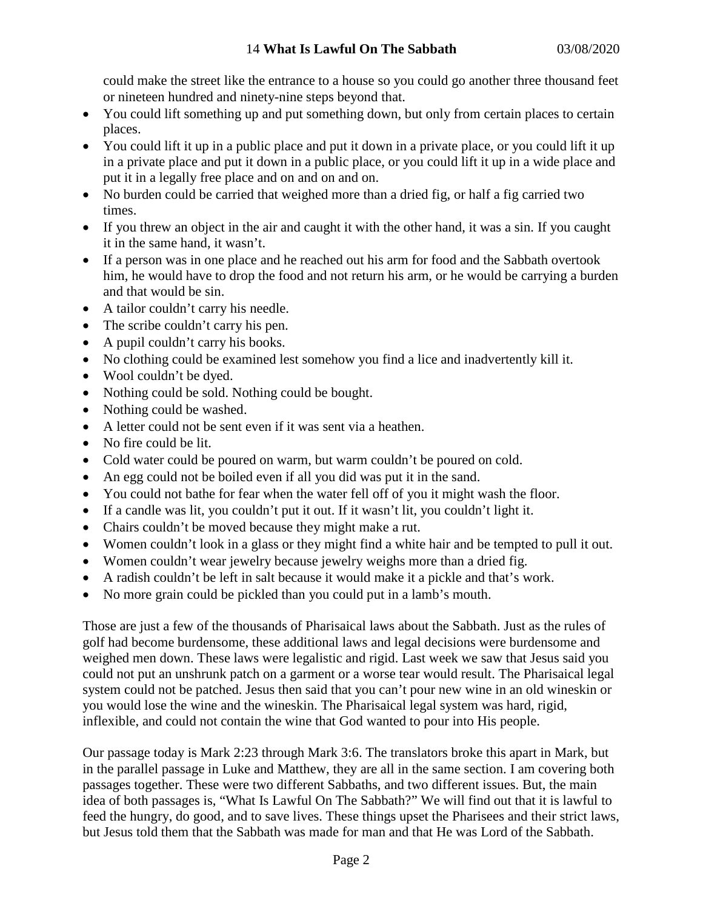could make the street like the entrance to a house so you could go another three thousand feet or nineteen hundred and ninety-nine steps beyond that.

- You could lift something up and put something down, but only from certain places to certain places.
- You could lift it up in a public place and put it down in a private place, or you could lift it up in a private place and put it down in a public place, or you could lift it up in a wide place and put it in a legally free place and on and on and on.
- No burden could be carried that weighed more than a dried fig, or half a fig carried two times.
- If you threw an object in the air and caught it with the other hand, it was a sin. If you caught it in the same hand, it wasn't.
- If a person was in one place and he reached out his arm for food and the Sabbath overtook him, he would have to drop the food and not return his arm, or he would be carrying a burden and that would be sin.
- A tailor couldn't carry his needle.
- The scribe couldn't carry his pen.
- A pupil couldn't carry his books.
- No clothing could be examined lest somehow you find a lice and inadvertently kill it.
- Wool couldn't be dyed.
- Nothing could be sold. Nothing could be bought.
- Nothing could be washed.
- A letter could not be sent even if it was sent via a heathen.
- No fire could be lit.
- Cold water could be poured on warm, but warm couldn't be poured on cold.
- An egg could not be boiled even if all you did was put it in the sand.
- You could not bathe for fear when the water fell off of you it might wash the floor.
- If a candle was lit, you couldn't put it out. If it wasn't lit, you couldn't light it.
- Chairs couldn't be moved because they might make a rut.
- Women couldn't look in a glass or they might find a white hair and be tempted to pull it out.
- Women couldn't wear jewelry because jewelry weighs more than a dried fig.
- A radish couldn't be left in salt because it would make it a pickle and that's work.
- No more grain could be pickled than you could put in a lamb's mouth.

Those are just a few of the thousands of Pharisaical laws about the Sabbath. Just as the rules of golf had become burdensome, these additional laws and legal decisions were burdensome and weighed men down. These laws were legalistic and rigid. Last week we saw that Jesus said you could not put an unshrunk patch on a garment or a worse tear would result. The Pharisaical legal system could not be patched. Jesus then said that you can't pour new wine in an old wineskin or you would lose the wine and the wineskin. The Pharisaical legal system was hard, rigid, inflexible, and could not contain the wine that God wanted to pour into His people.

Our passage today is Mark 2:23 through Mark 3:6. The translators broke this apart in Mark, but in the parallel passage in Luke and Matthew, they are all in the same section. I am covering both passages together. These were two different Sabbaths, and two different issues. But, the main idea of both passages is, "What Is Lawful On The Sabbath?" We will find out that it is lawful to feed the hungry, do good, and to save lives. These things upset the Pharisees and their strict laws, but Jesus told them that the Sabbath was made for man and that He was Lord of the Sabbath.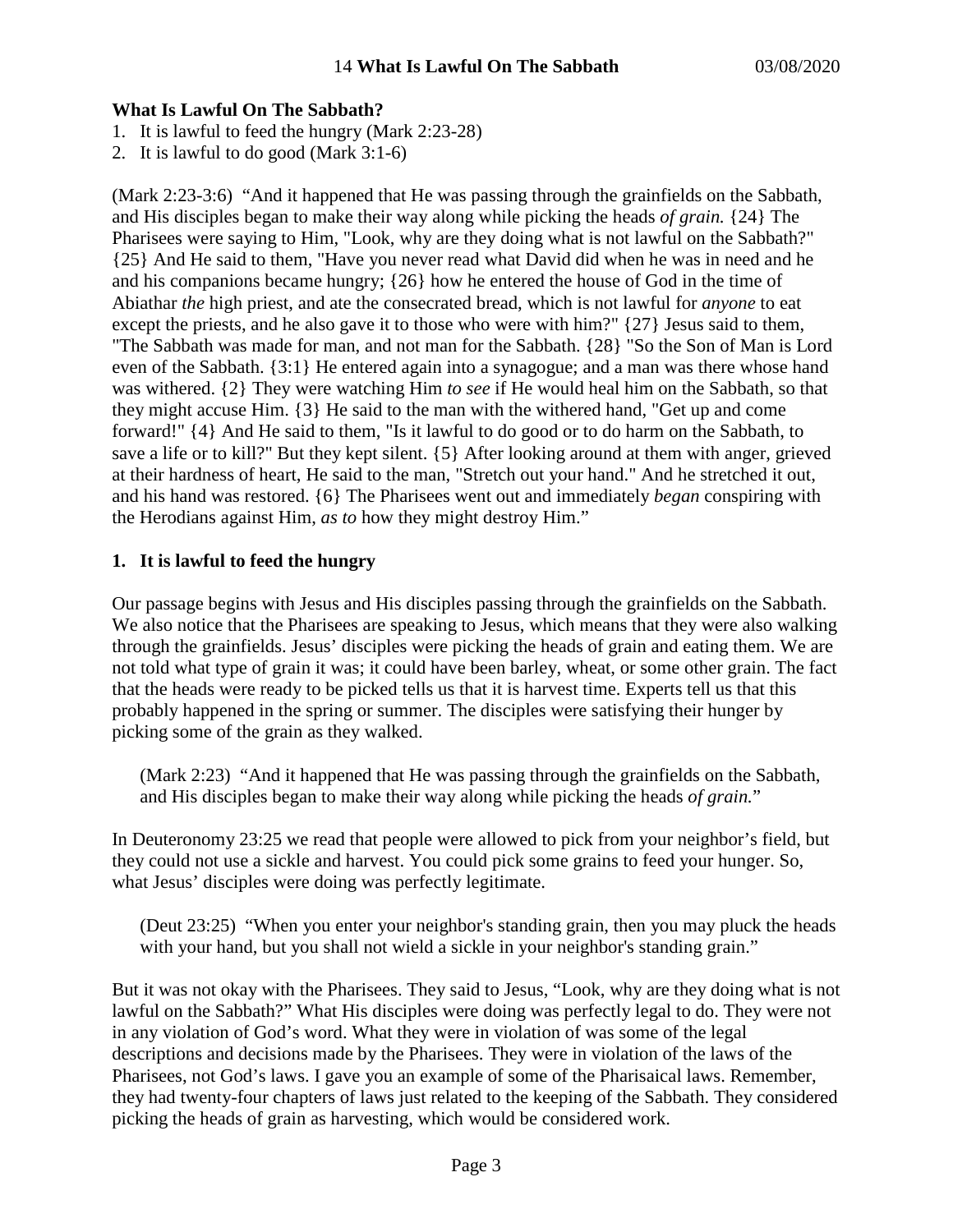**What Is Lawful On The Sabbath?**

1. It is lawful to feed the hungry (Mark 2:23-28)
2. It is lawful to do good (Mark 3:1-6)

(Mark 2:23-3:6) "And it happened that He was passing through the grainfields on the Sabbath, and His disciples began to make their way along while picking the heads *of grain.* {24} The Pharisees were saying to Him, "Look, why are they doing what is not lawful on the Sabbath?" {25} And He said to them, "Have you never read what David did when he was in need and he and his companions became hungry; {26} how he entered the house of God in the time of Abiathar *the* high priest, and ate the consecrated bread, which is not lawful for *anyone* to eat except the priests, and he also gave it to those who were with him?" {27} Jesus said to them, "The Sabbath was made for man, and not man for the Sabbath. {28} "So the Son of Man is Lord even of the Sabbath. {3:1} He entered again into a synagogue; and a man was there whose hand was withered. {2} They were watching Him *to see* if He would heal him on the Sabbath, so that they might accuse Him. {3} He said to the man with the withered hand, "Get up and come forward!" {4} And He said to them, "Is it lawful to do good or to do harm on the Sabbath, to save a life or to kill?" But they kept silent. {5} After looking around at them with anger, grieved at their hardness of heart, He said to the man, "Stretch out your hand." And he stretched it out, and his hand was restored. {6} The Pharisees went out and immediately *began* conspiring with the Herodians against Him, *as to* how they might destroy Him."

**1. It is lawful to feed the hungry**

Our passage begins with Jesus and His disciples passing through the grainfields on the Sabbath. We also notice that the Pharisees are speaking to Jesus, which means that they were also walking through the grainfields. Jesus' disciples were picking the heads of grain and eating them. We are not told what type of grain it was; it could have been barley, wheat, or some other grain. The fact that the heads were ready to be picked tells us that it is harvest time. Experts tell us that this probably happened in the spring or summer. The disciples were satisfying their hunger by picking some of the grain as they walked.

> (Mark 2:23) "And it happened that He was passing through the grainfields on the Sabbath, and His disciples began to make their way along while picking the heads *of grain.*"

In Deuteronomy 23:25 we read that people were allowed to pick from your neighbor's field, but they could not use a sickle and harvest. You could pick some grains to feed your hunger. So, what Jesus' disciples were doing was perfectly legitimate.

> (Deut 23:25) "When you enter your neighbor's standing grain, then you may pluck the heads with your hand, but you shall not wield a sickle in your neighbor's standing grain."

But it was not okay with the Pharisees. They said to Jesus, "Look, why are they doing what is not lawful on the Sabbath?" What His disciples were doing was perfectly legal to do. They were not in any violation of God's word. What they were in violation of was some of the legal descriptions and decisions made by the Pharisees. They were in violation of the laws of the Pharisees, not God's laws. I gave you an example of some of the Pharisaical laws. Remember, they had twenty-four chapters of laws just related to the keeping of the Sabbath. They considered picking the heads of grain as harvesting, which would be considered work.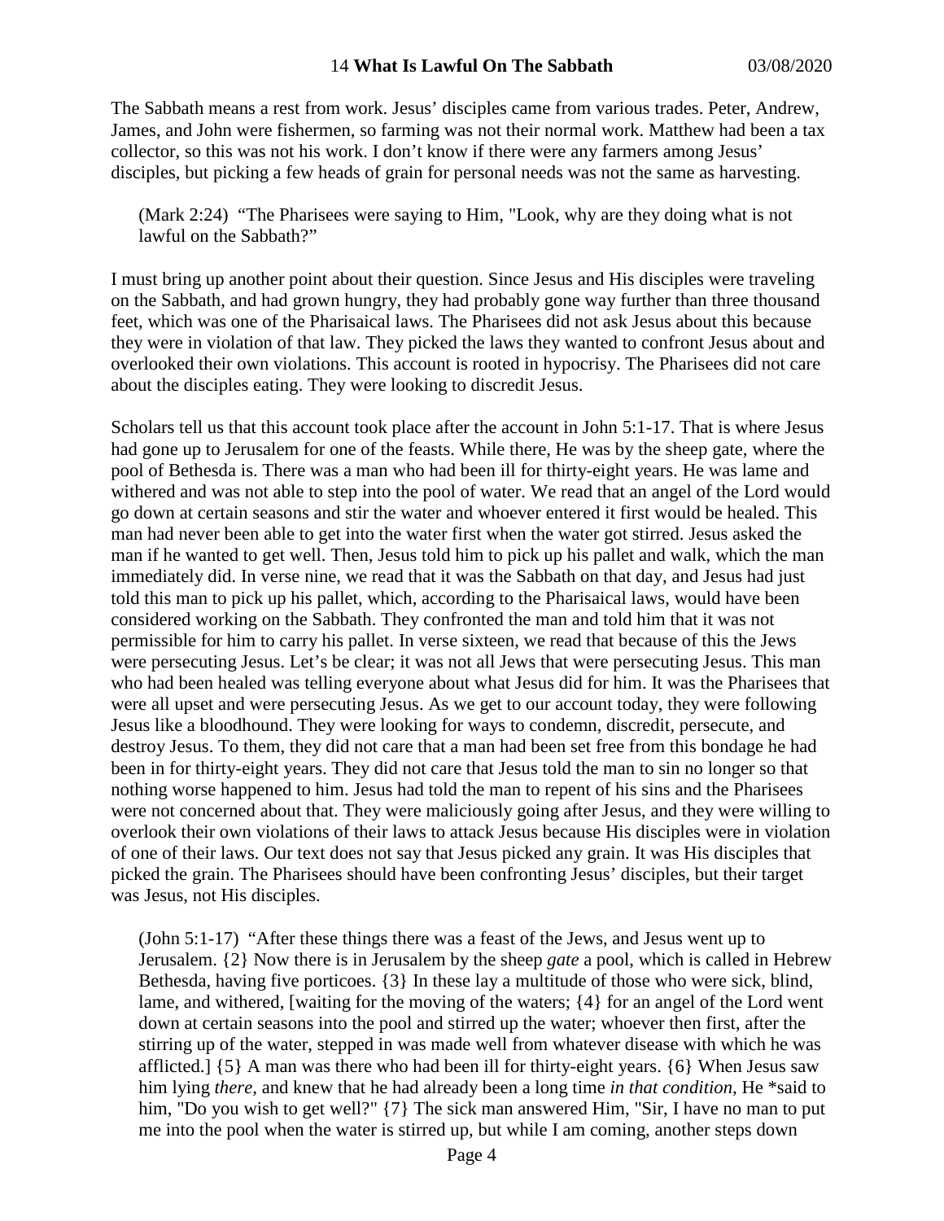The Sabbath means a rest from work. Jesus' disciples came from various trades. Peter, Andrew, James, and John were fishermen, so farming was not their normal work. Matthew had been a tax collector, so this was not his work. I don't know if there were any farmers among Jesus' disciples, but picking a few heads of grain for personal needs was not the same as harvesting.

> (Mark 2:24) "The Pharisees were saying to Him, "Look, why are they doing what is not lawful on the Sabbath?"

I must bring up another point about their question. Since Jesus and His disciples were traveling on the Sabbath, and had grown hungry, they had probably gone way further than three thousand feet, which was one of the Pharisaical laws. The Pharisees did not ask Jesus about this because they were in violation of that law. They picked the laws they wanted to confront Jesus about and overlooked their own violations. This account is rooted in hypocrisy. The Pharisees did not care about the disciples eating. They were looking to discredit Jesus.

Scholars tell us that this account took place after the account in John 5:1-17. That is where Jesus had gone up to Jerusalem for one of the feasts. While there, He was by the sheep gate, where the pool of Bethesda is. There was a man who had been ill for thirty-eight years. He was lame and withered and was not able to step into the pool of water. We read that an angel of the Lord would go down at certain seasons and stir the water and whoever entered it first would be healed. This man had never been able to get into the water first when the water got stirred. Jesus asked the man if he wanted to get well. Then, Jesus told him to pick up his pallet and walk, which the man immediately did. In verse nine, we read that it was the Sabbath on that day, and Jesus had just told this man to pick up his pallet, which, according to the Pharisaical laws, would have been considered working on the Sabbath. They confronted the man and told him that it was not permissible for him to carry his pallet. In verse sixteen, we read that because of this the Jews were persecuting Jesus. Let's be clear; it was not all Jews that were persecuting Jesus. This man who had been healed was telling everyone about what Jesus did for him. It was the Pharisees that were all upset and were persecuting Jesus. As we get to our account today, they were following Jesus like a bloodhound. They were looking for ways to condemn, discredit, persecute, and destroy Jesus. To them, they did not care that a man had been set free from this bondage he had been in for thirty-eight years. They did not care that Jesus told the man to sin no longer so that nothing worse happened to him. Jesus had told the man to repent of his sins and the Pharisees were not concerned about that. They were maliciously going after Jesus, and they were willing to overlook their own violations of their laws to attack Jesus because His disciples were in violation of one of their laws. Our text does not say that Jesus picked any grain. It was His disciples that picked the grain. The Pharisees should have been confronting Jesus' disciples, but their target was Jesus, not His disciples.

> (John 5:1-17) "After these things there was a feast of the Jews, and Jesus went up to Jerusalem. {2} Now there is in Jerusalem by the sheep *gate* a pool, which is called in Hebrew Bethesda, having five porticoes. {3} In these lay a multitude of those who were sick, blind, lame, and withered, [waiting for the moving of the waters; {4} for an angel of the Lord went down at certain seasons into the pool and stirred up the water; whoever then first, after the stirring up of the water, stepped in was made well from whatever disease with which he was afflicted.] {5} A man was there who had been ill for thirty-eight years. {6} When Jesus saw him lying *there,* and knew that he had already been a long time *in that condition,* He *said to him, "Do you wish to get well?" {7} The sick man answered Him, "Sir, I have no man to put me into the pool when the water is stirred up, but while I am coming, another steps down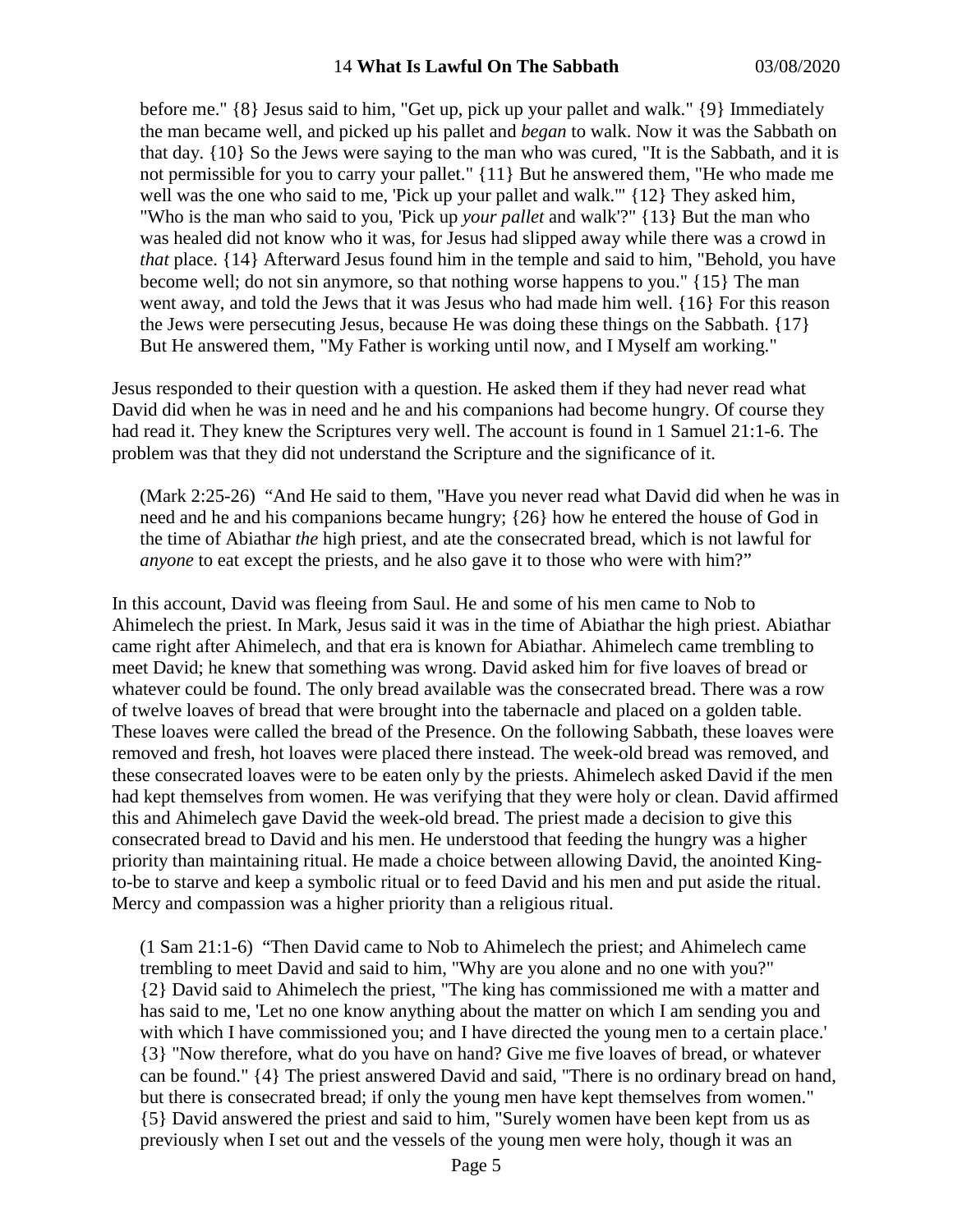before me." {8} Jesus said to him, "Get up, pick up your pallet and walk." {9} Immediately the man became well, and picked up his pallet and *began* to walk. Now it was the Sabbath on that day. {10} So the Jews were saying to the man who was cured, "It is the Sabbath, and it is not permissible for you to carry your pallet." {11} But he answered them, "He who made me well was the one who said to me, 'Pick up your pallet and walk.'" {12} They asked him, "Who is the man who said to you, 'Pick up *your pallet* and walk'?" {13} But the man who was healed did not know who it was, for Jesus had slipped away while there was a crowd in *that* place. {14} Afterward Jesus found him in the temple and said to him, "Behold, you have become well; do not sin anymore, so that nothing worse happens to you." {15} The man went away, and told the Jews that it was Jesus who had made him well. {16} For this reason the Jews were persecuting Jesus, because He was doing these things on the Sabbath. {17} But He answered them, "My Father is working until now, and I Myself am working."

Jesus responded to their question with a question. He asked them if they had never read what David did when he was in need and he and his companions had become hungry. Of course they had read it. They knew the Scriptures very well. The account is found in 1 Samuel 21:1-6. The problem was that they did not understand the Scripture and the significance of it.

(Mark 2:25-26) "And He said to them, "Have you never read what David did when he was in need and he and his companions became hungry; {26} how he entered the house of God in the time of Abiathar *the* high priest, and ate the consecrated bread, which is not lawful for *anyone* to eat except the priests, and he also gave it to those who were with him?"

In this account, David was fleeing from Saul. He and some of his men came to Nob to Ahimelech the priest. In Mark, Jesus said it was in the time of Abiathar the high priest. Abiathar came right after Ahimelech, and that era is known for Abiathar. Ahimelech came trembling to meet David; he knew that something was wrong. David asked him for five loaves of bread or whatever could be found. The only bread available was the consecrated bread. There was a row of twelve loaves of bread that were brought into the tabernacle and placed on a golden table. These loaves were called the bread of the Presence. On the following Sabbath, these loaves were removed and fresh, hot loaves were placed there instead. The week-old bread was removed, and these consecrated loaves were to be eaten only by the priests. Ahimelech asked David if the men had kept themselves from women. He was verifying that they were holy or clean. David affirmed this and Ahimelech gave David the week-old bread. The priest made a decision to give this consecrated bread to David and his men. He understood that feeding the hungry was a higher priority than maintaining ritual. He made a choice between allowing David, the anointed King-to-be to starve and keep a symbolic ritual or to feed David and his men and put aside the ritual. Mercy and compassion was a higher priority than a religious ritual.

(1 Sam 21:1-6) "Then David came to Nob to Ahimelech the priest; and Ahimelech came trembling to meet David and said to him, "Why are you alone and no one with you?" {2} David said to Ahimelech the priest, "The king has commissioned me with a matter and has said to me, 'Let no one know anything about the matter on which I am sending you and with which I have commissioned you; and I have directed the young men to a certain place.' {3} "Now therefore, what do you have on hand? Give me five loaves of bread, or whatever can be found." {4} The priest answered David and said, "There is no ordinary bread on hand, but there is consecrated bread; if only the young men have kept themselves from women." {5} David answered the priest and said to him, "Surely women have been kept from us as previously when I set out and the vessels of the young men were holy, though it was an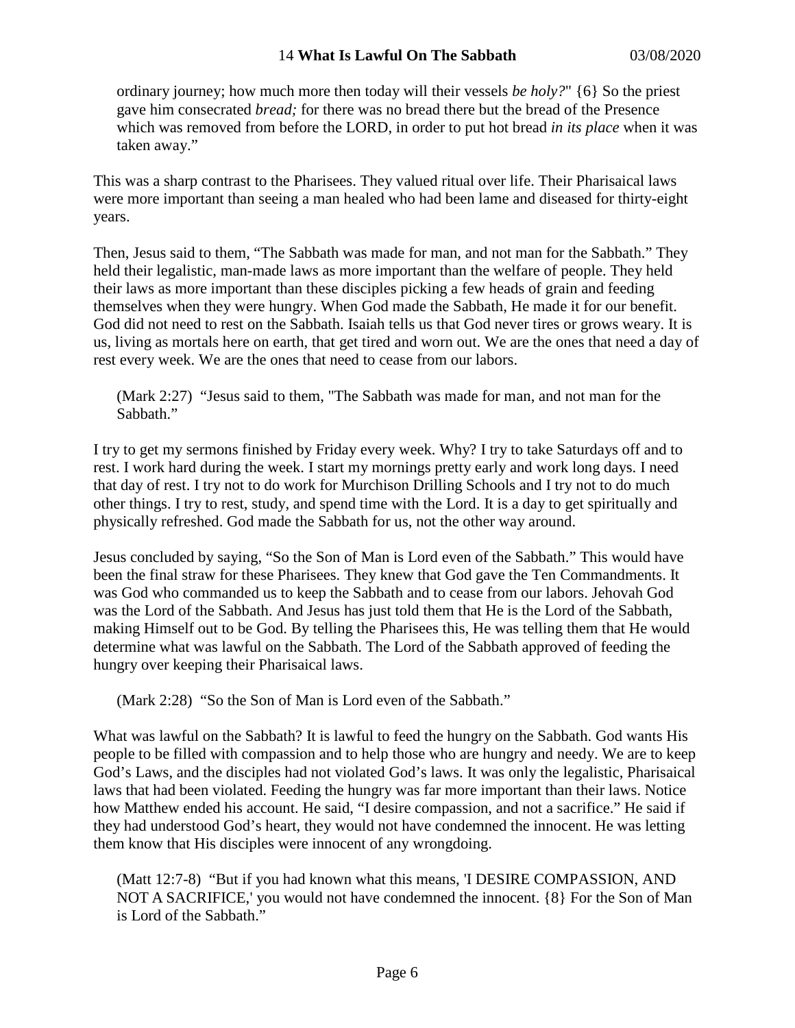ordinary journey; how much more then today will their vessels *be holy?*" {6} So the priest gave him consecrated *bread;* for there was no bread there but the bread of the Presence which was removed from before the LORD, in order to put hot bread *in its place* when it was taken away."

This was a sharp contrast to the Pharisees. They valued ritual over life. Their Pharisaical laws were more important than seeing a man healed who had been lame and diseased for thirty-eight years.

Then, Jesus said to them, "The Sabbath was made for man, and not man for the Sabbath." They held their legalistic, man-made laws as more important than the welfare of people. They held their laws as more important than these disciples picking a few heads of grain and feeding themselves when they were hungry. When God made the Sabbath, He made it for our benefit. God did not need to rest on the Sabbath. Isaiah tells us that God never tires or grows weary. It is us, living as mortals here on earth, that get tired and worn out. We are the ones that need a day of rest every week. We are the ones that need to cease from our labors.

> (Mark 2:27) "Jesus said to them, "The Sabbath was made for man, and not man for the Sabbath."

I try to get my sermons finished by Friday every week. Why? I try to take Saturdays off and to rest. I work hard during the week. I start my mornings pretty early and work long days. I need that day of rest. I try not to do work for Murchison Drilling Schools and I try not to do much other things. I try to rest, study, and spend time with the Lord. It is a day to get spiritually and physically refreshed. God made the Sabbath for us, not the other way around.

Jesus concluded by saying, "So the Son of Man is Lord even of the Sabbath." This would have been the final straw for these Pharisees. They knew that God gave the Ten Commandments. It was God who commanded us to keep the Sabbath and to cease from our labors. Jehovah God was the Lord of the Sabbath. And Jesus has just told them that He is the Lord of the Sabbath, making Himself out to be God. By telling the Pharisees this, He was telling them that He would determine what was lawful on the Sabbath. The Lord of the Sabbath approved of feeding the hungry over keeping their Pharisaical laws.

> (Mark 2:28) "So the Son of Man is Lord even of the Sabbath."

What was lawful on the Sabbath? It is lawful to feed the hungry on the Sabbath. God wants His people to be filled with compassion and to help those who are hungry and needy. We are to keep God's Laws, and the disciples had not violated God's laws. It was only the legalistic, Pharisaical laws that had been violated. Feeding the hungry was far more important than their laws. Notice how Matthew ended his account. He said, "I desire compassion, and not a sacrifice." He said if they had understood God's heart, they would not have condemned the innocent. He was letting them know that His disciples were innocent of any wrongdoing.

> (Matt 12:7-8) "But if you had known what this means, 'I DESIRE COMPASSION, AND NOT A SACRIFICE,' you would not have condemned the innocent. {8} For the Son of Man is Lord of the Sabbath."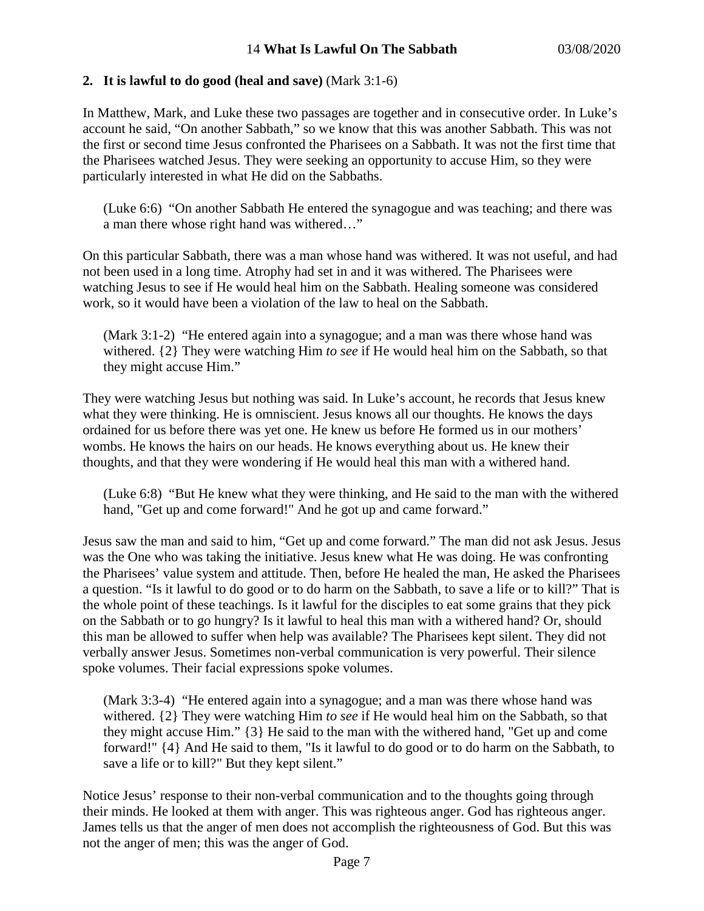**2. It is lawful to do good (heal and save)** (Mark 3:1-6)

In Matthew, Mark, and Luke these two passages are together and in consecutive order. In Luke's account he said, "On another Sabbath," so we know that this was another Sabbath. This was not the first or second time Jesus confronted the Pharisees on a Sabbath. It was not the first time that the Pharisees watched Jesus. They were seeking an opportunity to accuse Him, so they were particularly interested in what He did on the Sabbaths.

> (Luke 6:6) "On another Sabbath He entered the synagogue and was teaching; and there was a man there whose right hand was withered…"

On this particular Sabbath, there was a man whose hand was withered. It was not useful, and had not been used in a long time. Atrophy had set in and it was withered. The Pharisees were watching Jesus to see if He would heal him on the Sabbath. Healing someone was considered work, so it would have been a violation of the law to heal on the Sabbath.

> (Mark 3:1-2) "He entered again into a synagogue; and a man was there whose hand was withered. {2} They were watching Him *to see* if He would heal him on the Sabbath, so that they might accuse Him."

They were watching Jesus but nothing was said. In Luke's account, he records that Jesus knew what they were thinking. He is omniscient. Jesus knows all our thoughts. He knows the days ordained for us before there was yet one. He knew us before He formed us in our mothers' wombs. He knows the hairs on our heads. He knows everything about us. He knew their thoughts, and that they were wondering if He would heal this man with a withered hand.

> (Luke 6:8) "But He knew what they were thinking, and He said to the man with the withered hand, "Get up and come forward!" And he got up and came forward."

Jesus saw the man and said to him, "Get up and come forward." The man did not ask Jesus. Jesus was the One who was taking the initiative. Jesus knew what He was doing. He was confronting the Pharisees' value system and attitude. Then, before He healed the man, He asked the Pharisees a question. "Is it lawful to do good or to do harm on the Sabbath, to save a life or to kill?" That is the whole point of these teachings. Is it lawful for the disciples to eat some grains that they pick on the Sabbath or to go hungry? Is it lawful to heal this man with a withered hand? Or, should this man be allowed to suffer when help was available? The Pharisees kept silent. They did not verbally answer Jesus. Sometimes non-verbal communication is very powerful. Their silence spoke volumes. Their facial expressions spoke volumes.

> (Mark 3:3-4) "He entered again into a synagogue; and a man was there whose hand was withered. {2} They were watching Him *to see* if He would heal him on the Sabbath, so that they might accuse Him." {3} He said to the man with the withered hand, "Get up and come forward!" {4} And He said to them, "Is it lawful to do good or to do harm on the Sabbath, to save a life or to kill?" But they kept silent."

Notice Jesus' response to their non-verbal communication and to the thoughts going through their minds. He looked at them with anger. This was righteous anger. God has righteous anger. James tells us that the anger of men does not accomplish the righteousness of God. But this was not the anger of men; this was the anger of God.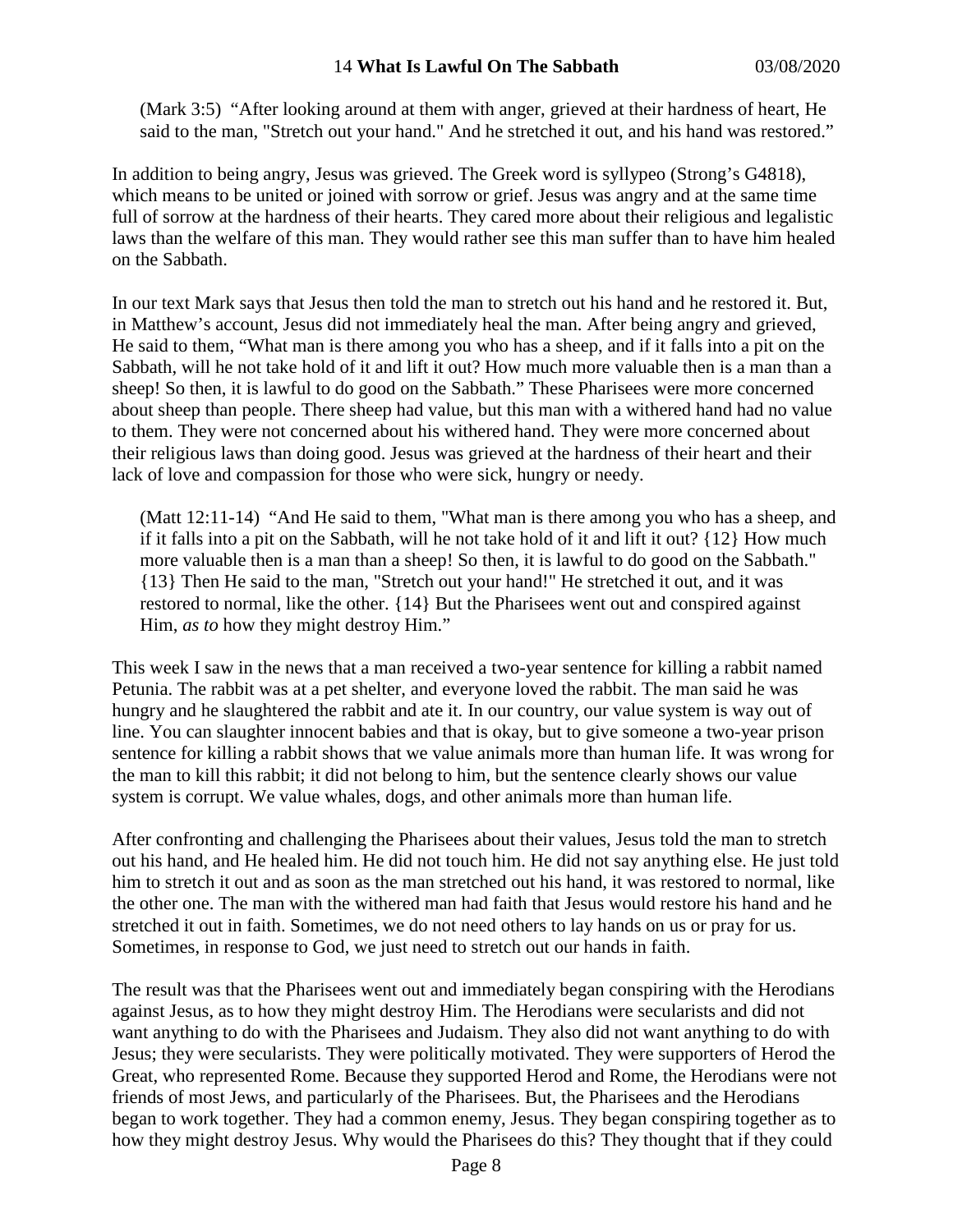(Mark 3:5) "After looking around at them with anger, grieved at their hardness of heart, He said to the man, "Stretch out your hand." And he stretched it out, and his hand was restored."

In addition to being angry, Jesus was grieved. The Greek word is syllypeo (Strong's G4818), which means to be united or joined with sorrow or grief. Jesus was angry and at the same time full of sorrow at the hardness of their hearts. They cared more about their religious and legalistic laws than the welfare of this man. They would rather see this man suffer than to have him healed on the Sabbath.

In our text Mark says that Jesus then told the man to stretch out his hand and he restored it. But, in Matthew's account, Jesus did not immediately heal the man. After being angry and grieved, He said to them, "What man is there among you who has a sheep, and if it falls into a pit on the Sabbath, will he not take hold of it and lift it out? How much more valuable then is a man than a sheep! So then, it is lawful to do good on the Sabbath." These Pharisees were more concerned about sheep than people. There sheep had value, but this man with a withered hand had no value to them. They were not concerned about his withered hand. They were more concerned about their religious laws than doing good. Jesus was grieved at the hardness of their heart and their lack of love and compassion for those who were sick, hungry or needy.

(Matt 12:11-14) "And He said to them, "What man is there among you who has a sheep, and if it falls into a pit on the Sabbath, will he not take hold of it and lift it out? {12} How much more valuable then is a man than a sheep! So then, it is lawful to do good on the Sabbath." {13} Then He said to the man, "Stretch out your hand!" He stretched it out, and it was restored to normal, like the other. {14} But the Pharisees went out and conspired against Him, *as to* how they might destroy Him."

This week I saw in the news that a man received a two-year sentence for killing a rabbit named Petunia. The rabbit was at a pet shelter, and everyone loved the rabbit. The man said he was hungry and he slaughtered the rabbit and ate it. In our country, our value system is way out of line. You can slaughter innocent babies and that is okay, but to give someone a two-year prison sentence for killing a rabbit shows that we value animals more than human life. It was wrong for the man to kill this rabbit; it did not belong to him, but the sentence clearly shows our value system is corrupt. We value whales, dogs, and other animals more than human life.

After confronting and challenging the Pharisees about their values, Jesus told the man to stretch out his hand, and He healed him. He did not touch him. He did not say anything else. He just told him to stretch it out and as soon as the man stretched out his hand, it was restored to normal, like the other one. The man with the withered man had faith that Jesus would restore his hand and he stretched it out in faith. Sometimes, we do not need others to lay hands on us or pray for us. Sometimes, in response to God, we just need to stretch out our hands in faith.

The result was that the Pharisees went out and immediately began conspiring with the Herodians against Jesus, as to how they might destroy Him. The Herodians were secularists and did not want anything to do with the Pharisees and Judaism. They also did not want anything to do with Jesus; they were secularists. They were politically motivated. They were supporters of Herod the Great, who represented Rome. Because they supported Herod and Rome, the Herodians were not friends of most Jews, and particularly of the Pharisees. But, the Pharisees and the Herodians began to work together. They had a common enemy, Jesus. They began conspiring together as to how they might destroy Jesus. Why would the Pharisees do this? They thought that if they could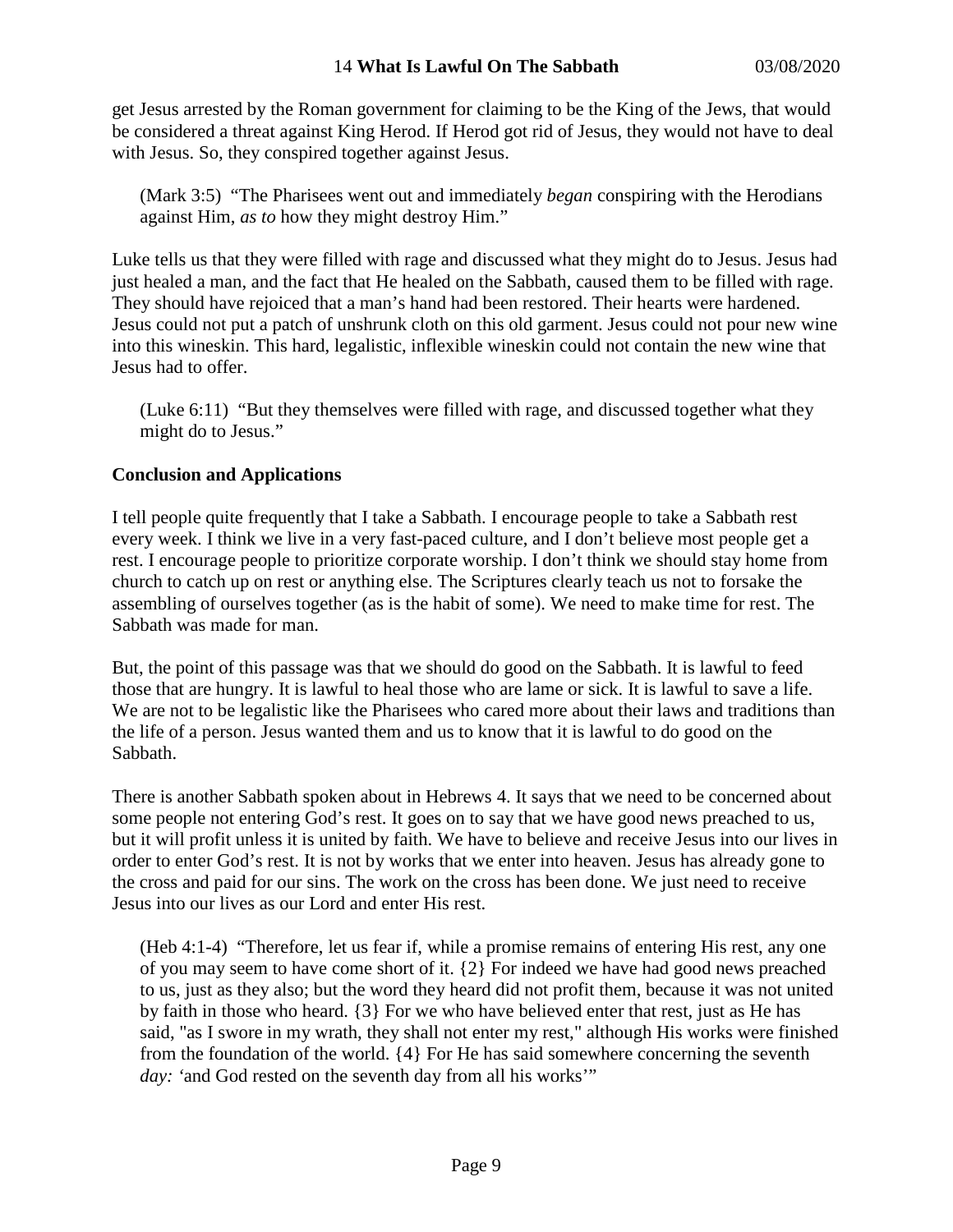get Jesus arrested by the Roman government for claiming to be the King of the Jews, that would be considered a threat against King Herod. If Herod got rid of Jesus, they would not have to deal with Jesus. So, they conspired together against Jesus.

> (Mark 3:5) "The Pharisees went out and immediately *began* conspiring with the Herodians against Him, *as to* how they might destroy Him."

Luke tells us that they were filled with rage and discussed what they might do to Jesus. Jesus had just healed a man, and the fact that He healed on the Sabbath, caused them to be filled with rage. They should have rejoiced that a man's hand had been restored. Their hearts were hardened. Jesus could not put a patch of unshrunk cloth on this old garment. Jesus could not pour new wine into this wineskin. This hard, legalistic, inflexible wineskin could not contain the new wine that Jesus had to offer.

> (Luke 6:11) "But they themselves were filled with rage, and discussed together what they might do to Jesus."

**Conclusion and Applications**

I tell people quite frequently that I take a Sabbath. I encourage people to take a Sabbath rest every week. I think we live in a very fast-paced culture, and I don't believe most people get a rest. I encourage people to prioritize corporate worship. I don't think we should stay home from church to catch up on rest or anything else. The Scriptures clearly teach us not to forsake the assembling of ourselves together (as is the habit of some). We need to make time for rest. The Sabbath was made for man.

But, the point of this passage was that we should do good on the Sabbath. It is lawful to feed those that are hungry. It is lawful to heal those who are lame or sick. It is lawful to save a life. We are not to be legalistic like the Pharisees who cared more about their laws and traditions than the life of a person. Jesus wanted them and us to know that it is lawful to do good on the Sabbath.

There is another Sabbath spoken about in Hebrews 4. It says that we need to be concerned about some people not entering God's rest. It goes on to say that we have good news preached to us, but it will profit unless it is united by faith. We have to believe and receive Jesus into our lives in order to enter God's rest. It is not by works that we enter into heaven. Jesus has already gone to the cross and paid for our sins. The work on the cross has been done. We just need to receive Jesus into our lives as our Lord and enter His rest.

> (Heb 4:1-4) "Therefore, let us fear if, while a promise remains of entering His rest, any one of you may seem to have come short of it. {2} For indeed we have had good news preached to us, just as they also; but the word they heard did not profit them, because it was not united by faith in those who heard. {3} For we who have believed enter that rest, just as He has said, "as I swore in my wrath, they shall not enter my rest," although His works were finished from the foundation of the world. {4} For He has said somewhere concerning the seventh *day:* 'and God rested on the seventh day from all his works'"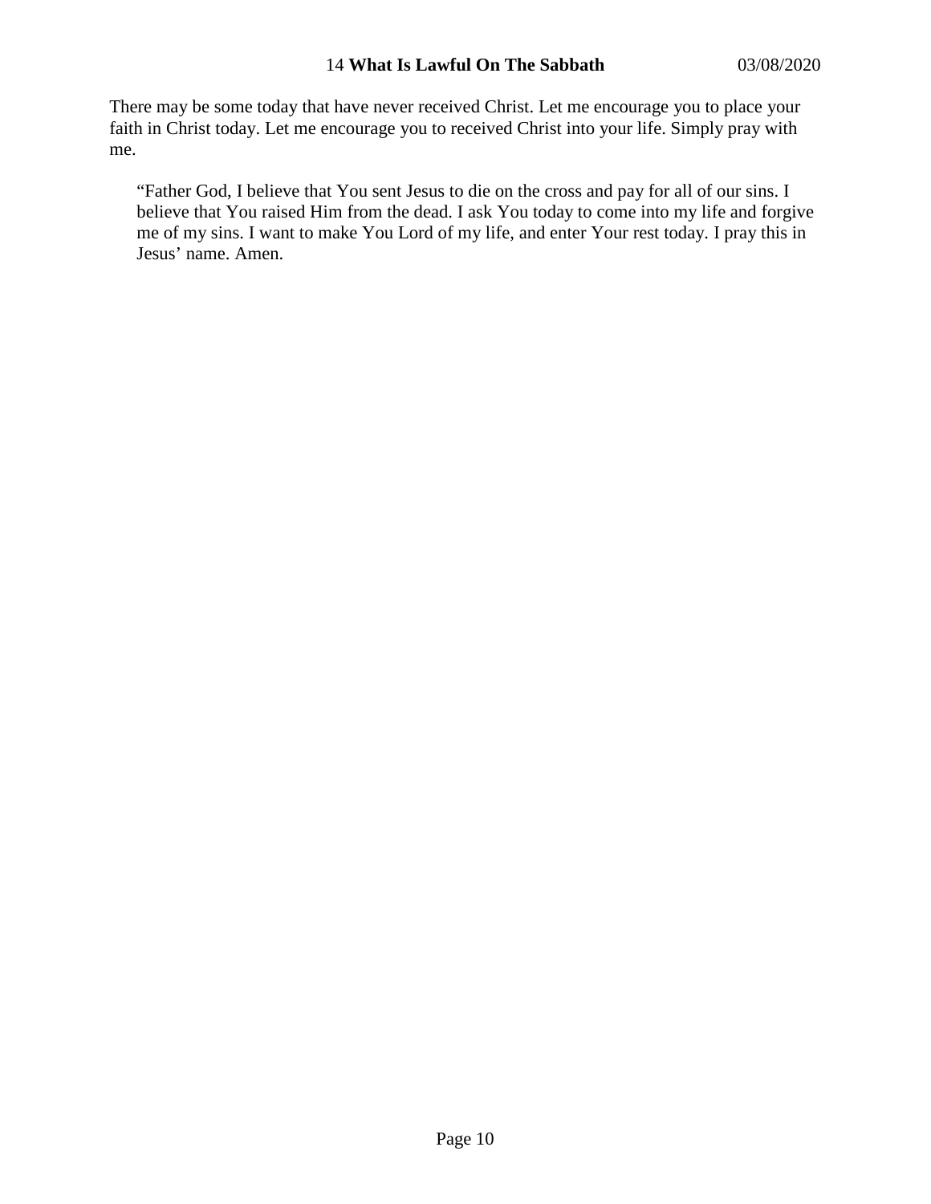There may be some today that have never received Christ. Let me encourage you to place your faith in Christ today. Let me encourage you to received Christ into your life. Simply pray with me.

> "Father God, I believe that You sent Jesus to die on the cross and pay for all of our sins. I believe that You raised Him from the dead. I ask You today to come into my life and forgive me of my sins. I want to make You Lord of my life, and enter Your rest today. I pray this in Jesus' name. Amen.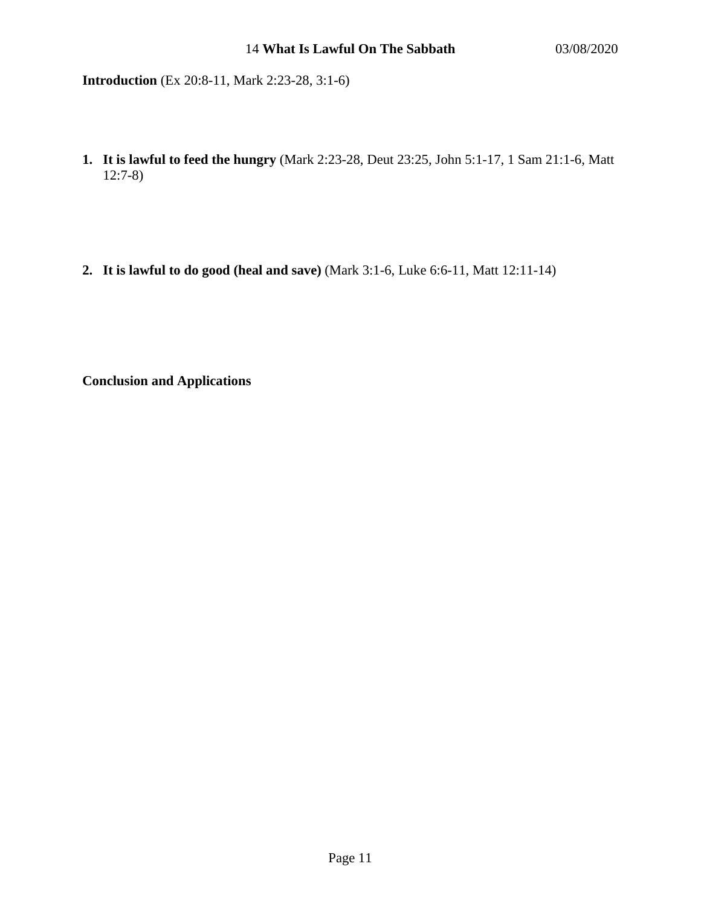# 14 **What Is Lawful On The Sabbath** 03/08/2020

**Introduction** (Ex 20:8-11, Mark 2:23-28, 3:1-6)

1. **It is lawful to feed the hungry** (Mark 2:23-28, Deut 23:25, John 5:1-17, 1 Sam 21:1-6, Matt 12:7-8)

2. **It is lawful to do good (heal and save)** (Mark 3:1-6, Luke 6:6-11, Matt 12:11-14)

**Conclusion and Applications**